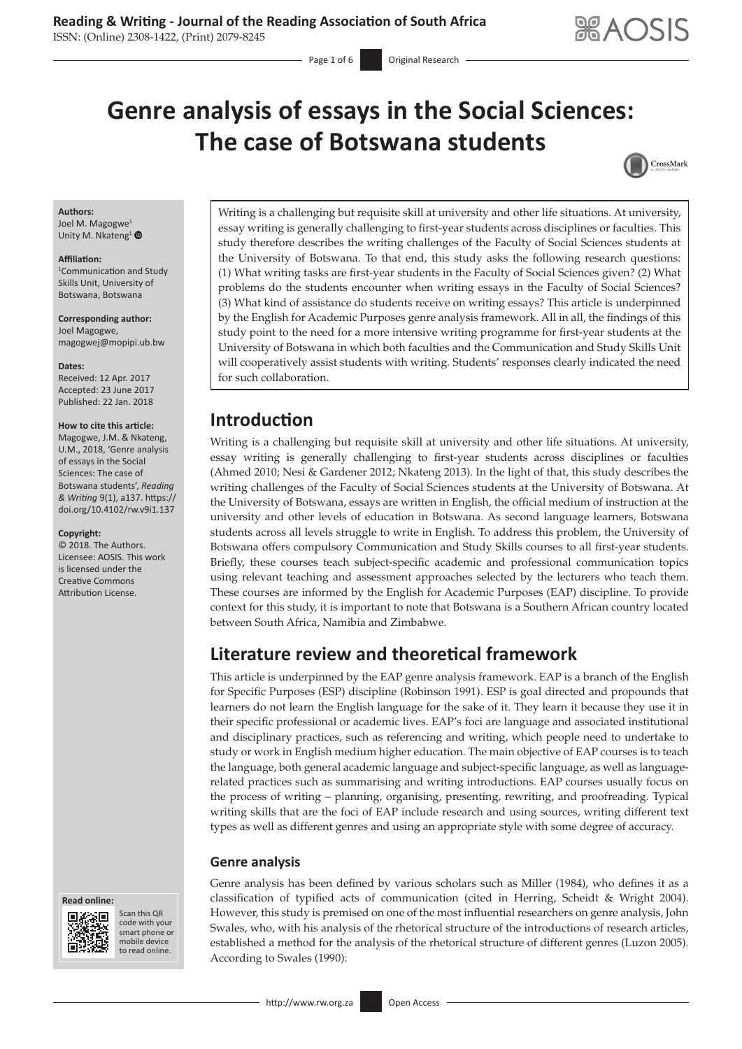# Genre analysis of essays in the Social Sciences: The case of Botswana students

**Authors:**
Joel M. Magogwe[1]
Unity M. Nkateng[1]

**Affiliation:**
[1]Communication and Study Skills Unit, University of Botswana, Botswana

**Corresponding author:**
Joel Magogwe,
magogwej@mopipi.ub.bw

**Dates:**
Received: 12 Apr. 2017
Accepted: 23 June 2017
Published: 22 Jan. 2018

**How to cite this article:**
Magogwe, J.M. & Nkateng, U.M., 2018, 'Genre analysis of essays in the Social Sciences: The case of Botswana students', *Reading & Writing* 9(1), a137. https://doi.org/10.4102/rw.v9i1.137

**Copyright:**
© 2018. The Authors. Licensee: AOSIS. This work is licensed under the Creative Commons Attribution License.

Writing is a challenging but requisite skill at university and other life situations. At university, essay writing is generally challenging to first-year students across disciplines or faculties. This study therefore describes the writing challenges of the Faculty of Social Sciences students at the University of Botswana. To that end, this study asks the following research questions: (1) What writing tasks are first-year students in the Faculty of Social Sciences given? (2) What problems do the students encounter when writing essays in the Faculty of Social Sciences? (3) What kind of assistance do students receive on writing essays? This article is underpinned by the English for Academic Purposes genre analysis framework. All in all, the findings of this study point to the need for a more intensive writing programme for first-year students at the University of Botswana in which both faculties and the Communication and Study Skills Unit will cooperatively assist students with writing. Students' responses clearly indicated the need for such collaboration.

## Introduction

Writing is a challenging but requisite skill at university and other life situations. At university, essay writing is generally challenging to first-year students across disciplines or faculties (Ahmed 2010; Nesi & Gardener 2012; Nkateng 2013). In the light of that, this study describes the writing challenges of the Faculty of Social Sciences students at the University of Botswana. At the University of Botswana, essays are written in English, the official medium of instruction at the university and other levels of education in Botswana. As second language learners, Botswana students across all levels struggle to write in English. To address this problem, the University of Botswana offers compulsory Communication and Study Skills courses to all first-year students. Briefly, these courses teach subject-specific academic and professional communication topics using relevant teaching and assessment approaches selected by the lecturers who teach them. These courses are informed by the English for Academic Purposes (EAP) discipline. To provide context for this study, it is important to note that Botswana is a Southern African country located between South Africa, Namibia and Zimbabwe.

## Literature review and theoretical framework

This article is underpinned by the EAP genre analysis framework. EAP is a branch of the English for Specific Purposes (ESP) discipline (Robinson 1991). ESP is goal directed and propounds that learners do not learn the English language for the sake of it. They learn it because they use it in their specific professional or academic lives. EAP's foci are language and associated institutional and disciplinary practices, such as referencing and writing, which people need to undertake to study or work in English medium higher education. The main objective of EAP courses is to teach the language, both general academic language and subject-specific language, as well as language-related practices such as summarising and writing introductions. EAP courses usually focus on the process of writing – planning, organising, presenting, rewriting, and proofreading. Typical writing skills that are the foci of EAP include research and using sources, writing different text types as well as different genres and using an appropriate style with some degree of accuracy.

### Genre analysis

Genre analysis has been defined by various scholars such as Miller (1984), who defines it as a classification of typified acts of communication (cited in Herring, Scheidt & Wright 2004). However, this study is premised on one of the most influential researchers on genre analysis, John Swales, who, with his analysis of the rhetorical structure of the introductions of research articles, established a method for the analysis of the rhetorical structure of different genres (Luzon 2005). According to Swales (1990):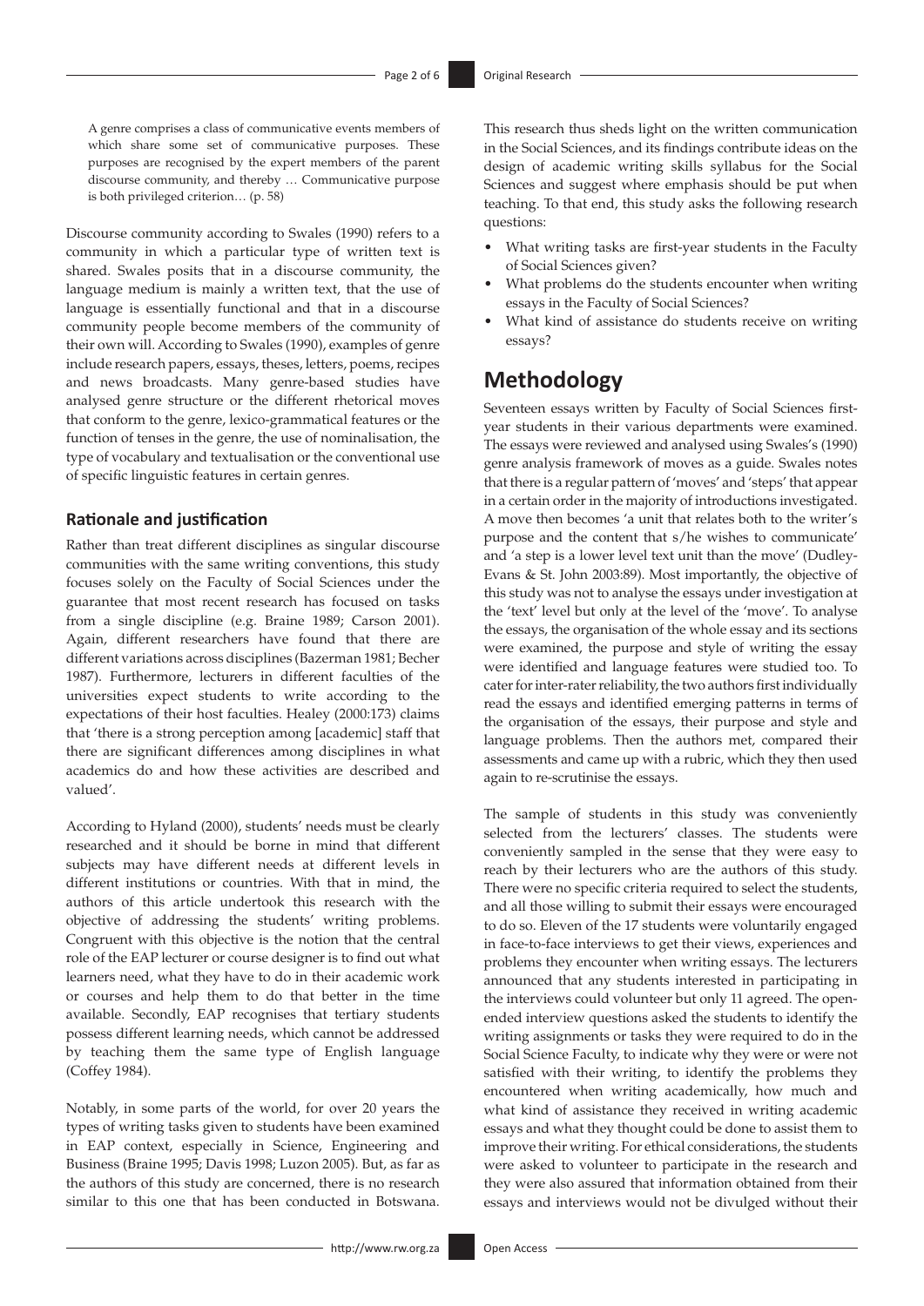> A genre comprises a class of communicative events members of which share some set of communicative purposes. These purposes are recognised by the expert members of the parent discourse community, and thereby … Communicative purpose is both privileged criterion… (p. 58)

Discourse community according to Swales (1990) refers to a community in which a particular type of written text is shared. Swales posits that in a discourse community, the language medium is mainly a written text, that the use of language is essentially functional and that in a discourse community people become members of the community of their own will. According to Swales (1990), examples of genre include research papers, essays, theses, letters, poems, recipes and news broadcasts. Many genre-based studies have analysed genre structure or the different rhetorical moves that conform to the genre, lexico-grammatical features or the function of tenses in the genre, the use of nominalisation, the type of vocabulary and textualisation or the conventional use of specific linguistic features in certain genres.

### Rationale and justification

Rather than treat different disciplines as singular discourse communities with the same writing conventions, this study focuses solely on the Faculty of Social Sciences under the guarantee that most recent research has focused on tasks from a single discipline (e.g. Braine 1989; Carson 2001). Again, different researchers have found that there are different variations across disciplines (Bazerman 1981; Becher 1987). Furthermore, lecturers in different faculties of the universities expect students to write according to the expectations of their host faculties. Healey (2000:173) claims that 'there is a strong perception among [academic] staff that there are significant differences among disciplines in what academics do and how these activities are described and valued'.

According to Hyland (2000), students' needs must be clearly researched and it should be borne in mind that different subjects may have different needs at different levels in different institutions or countries. With that in mind, the authors of this article undertook this research with the objective of addressing the students' writing problems. Congruent with this objective is the notion that the central role of the EAP lecturer or course designer is to find out what learners need, what they have to do in their academic work or courses and help them to do that better in the time available. Secondly, EAP recognises that tertiary students possess different learning needs, which cannot be addressed by teaching them the same type of English language (Coffey 1984).

Notably, in some parts of the world, for over 20 years the types of writing tasks given to students have been examined in EAP context, especially in Science, Engineering and Business (Braine 1995; Davis 1998; Luzon 2005). But, as far as the authors of this study are concerned, there is no research similar to this one that has been conducted in Botswana. This research thus sheds light on the written communication in the Social Sciences, and its findings contribute ideas on the design of academic writing skills syllabus for the Social Sciences and suggest where emphasis should be put when teaching. To that end, this study asks the following research questions:

- What writing tasks are first-year students in the Faculty of Social Sciences given?
- What problems do the students encounter when writing essays in the Faculty of Social Sciences?
- What kind of assistance do students receive on writing essays?

## Methodology

Seventeen essays written by Faculty of Social Sciences first-year students in their various departments were examined. The essays were reviewed and analysed using Swales's (1990) genre analysis framework of moves as a guide. Swales notes that there is a regular pattern of 'moves' and 'steps' that appear in a certain order in the majority of introductions investigated. A move then becomes 'a unit that relates both to the writer's purpose and the content that s/he wishes to communicate' and 'a step is a lower level text unit than the move' (Dudley-Evans & St. John 2003:89). Most importantly, the objective of this study was not to analyse the essays under investigation at the 'text' level but only at the level of the 'move'. To analyse the essays, the organisation of the whole essay and its sections were examined, the purpose and style of writing the essay were identified and language features were studied too. To cater for inter-rater reliability, the two authors first individually read the essays and identified emerging patterns in terms of the organisation of the essays, their purpose and style and language problems. Then the authors met, compared their assessments and came up with a rubric, which they then used again to re-scrutinise the essays.

The sample of students in this study was conveniently selected from the lecturers' classes. The students were conveniently sampled in the sense that they were easy to reach by their lecturers who are the authors of this study. There were no specific criteria required to select the students, and all those willing to submit their essays were encouraged to do so. Eleven of the 17 students were voluntarily engaged in face-to-face interviews to get their views, experiences and problems they encounter when writing essays. The lecturers announced that any students interested in participating in the interviews could volunteer but only 11 agreed. The open-ended interview questions asked the students to identify the writing assignments or tasks they were required to do in the Social Science Faculty, to indicate why they were or were not satisfied with their writing, to identify the problems they encountered when writing academically, how much and what kind of assistance they received in writing academic essays and what they thought could be done to assist them to improve their writing. For ethical considerations, the students were asked to volunteer to participate in the research and they were also assured that information obtained from their essays and interviews would not be divulged without their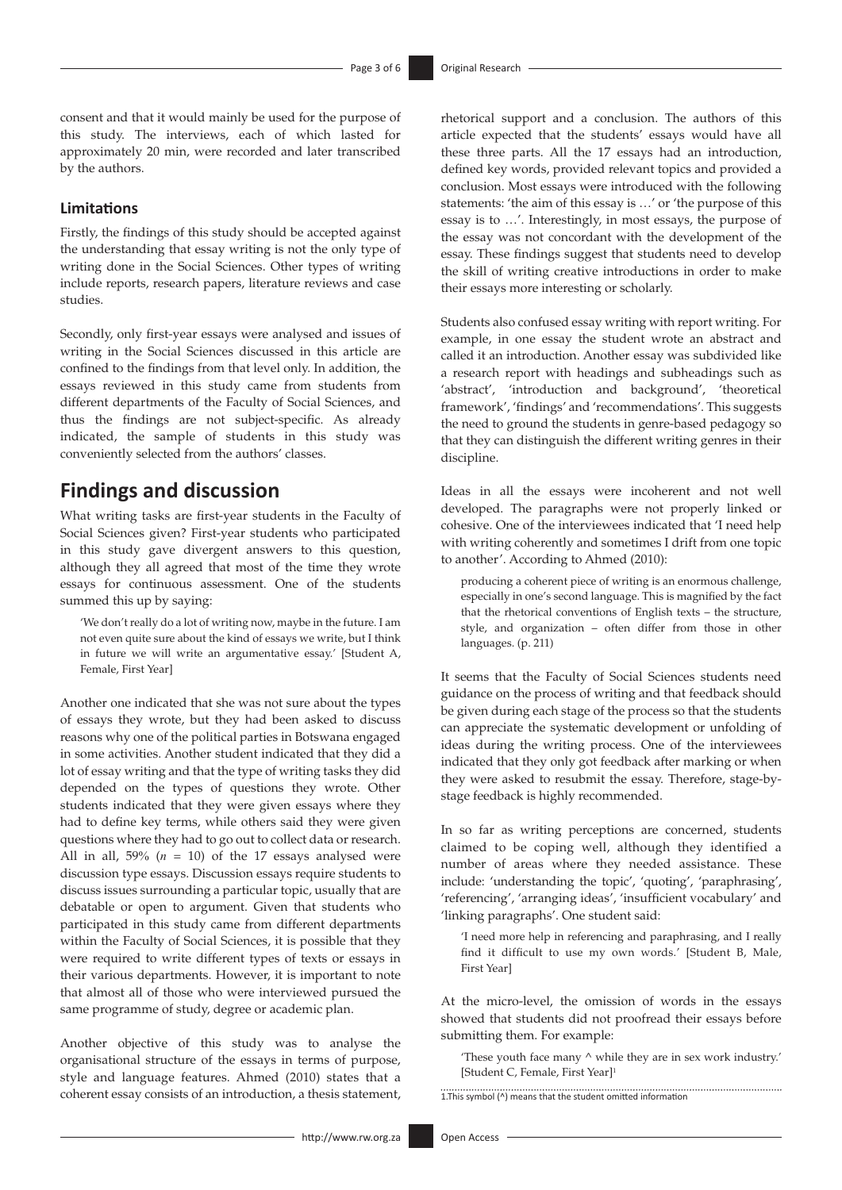consent and that it would mainly be used for the purpose of this study. The interviews, each of which lasted for approximately 20 min, were recorded and later transcribed by the authors.

### Limitations

Firstly, the findings of this study should be accepted against the understanding that essay writing is not the only type of writing done in the Social Sciences. Other types of writing include reports, research papers, literature reviews and case studies.

Secondly, only first-year essays were analysed and issues of writing in the Social Sciences discussed in this article are confined to the findings from that level only. In addition, the essays reviewed in this study came from students from different departments of the Faculty of Social Sciences, and thus the findings are not subject-specific. As already indicated, the sample of students in this study was conveniently selected from the authors' classes.

## Findings and discussion

What writing tasks are first-year students in the Faculty of Social Sciences given? First-year students who participated in this study gave divergent answers to this question, although they all agreed that most of the time they wrote essays for continuous assessment. One of the students summed this up by saying:

> 'We don't really do a lot of writing now, maybe in the future. I am not even quite sure about the kind of essays we write, but I think in future we will write an argumentative essay.' [Student A, Female, First Year]

Another one indicated that she was not sure about the types of essays they wrote, but they had been asked to discuss reasons why one of the political parties in Botswana engaged in some activities. Another student indicated that they did a lot of essay writing and that the type of writing tasks they did depended on the types of questions they wrote. Other students indicated that they were given essays where they had to define key terms, while others said they were given questions where they had to go out to collect data or research. All in all, 59% ($n$ = 10) of the 17 essays analysed were discussion type essays. Discussion essays require students to discuss issues surrounding a particular topic, usually that are debatable or open to argument. Given that students who participated in this study came from different departments within the Faculty of Social Sciences, it is possible that they were required to write different types of texts or essays in their various departments. However, it is important to note that almost all of those who were interviewed pursued the same programme of study, degree or academic plan.

Another objective of this study was to analyse the organisational structure of the essays in terms of purpose, style and language features. Ahmed (2010) states that a coherent essay consists of an introduction, a thesis statement, rhetorical support and a conclusion. The authors of this article expected that the students' essays would have all these three parts. All the 17 essays had an introduction, defined key words, provided relevant topics and provided a conclusion. Most essays were introduced with the following statements: 'the aim of this essay is …' or 'the purpose of this essay is to …'. Interestingly, in most essays, the purpose of the essay was not concordant with the development of the essay. These findings suggest that students need to develop the skill of writing creative introductions in order to make their essays more interesting or scholarly.

Students also confused essay writing with report writing. For example, in one essay the student wrote an abstract and called it an introduction. Another essay was subdivided like a research report with headings and subheadings such as 'abstract', 'introduction and background', 'theoretical framework', 'findings' and 'recommendations'. This suggests the need to ground the students in genre-based pedagogy so that they can distinguish the different writing genres in their discipline.

Ideas in all the essays were incoherent and not well developed. The paragraphs were not properly linked or cohesive. One of the interviewees indicated that 'I need help with writing coherently and sometimes I drift from one topic to another'. According to Ahmed (2010):

> producing a coherent piece of writing is an enormous challenge, especially in one's second language. This is magnified by the fact that the rhetorical conventions of English texts – the structure, style, and organization – often differ from those in other languages. (p. 211)

It seems that the Faculty of Social Sciences students need guidance on the process of writing and that feedback should be given during each stage of the process so that the students can appreciate the systematic development or unfolding of ideas during the writing process. One of the interviewees indicated that they only got feedback after marking or when they were asked to resubmit the essay. Therefore, stage-by-stage feedback is highly recommended.

In so far as writing perceptions are concerned, students claimed to be coping well, although they identified a number of areas where they needed assistance. These include: 'understanding the topic', 'quoting', 'paraphrasing', 'referencing', 'arranging ideas', 'insufficient vocabulary' and 'linking paragraphs'. One student said:

> 'I need more help in referencing and paraphrasing, and I really find it difficult to use my own words.' [Student B, Male, First Year]

At the micro-level, the omission of words in the essays showed that students did not proofread their essays before submitting them. For example:

> 'These youth face many ^ while they are in sex work industry.' [Student C, Female, First Year][1]

1. This symbol (^) means that the student omitted information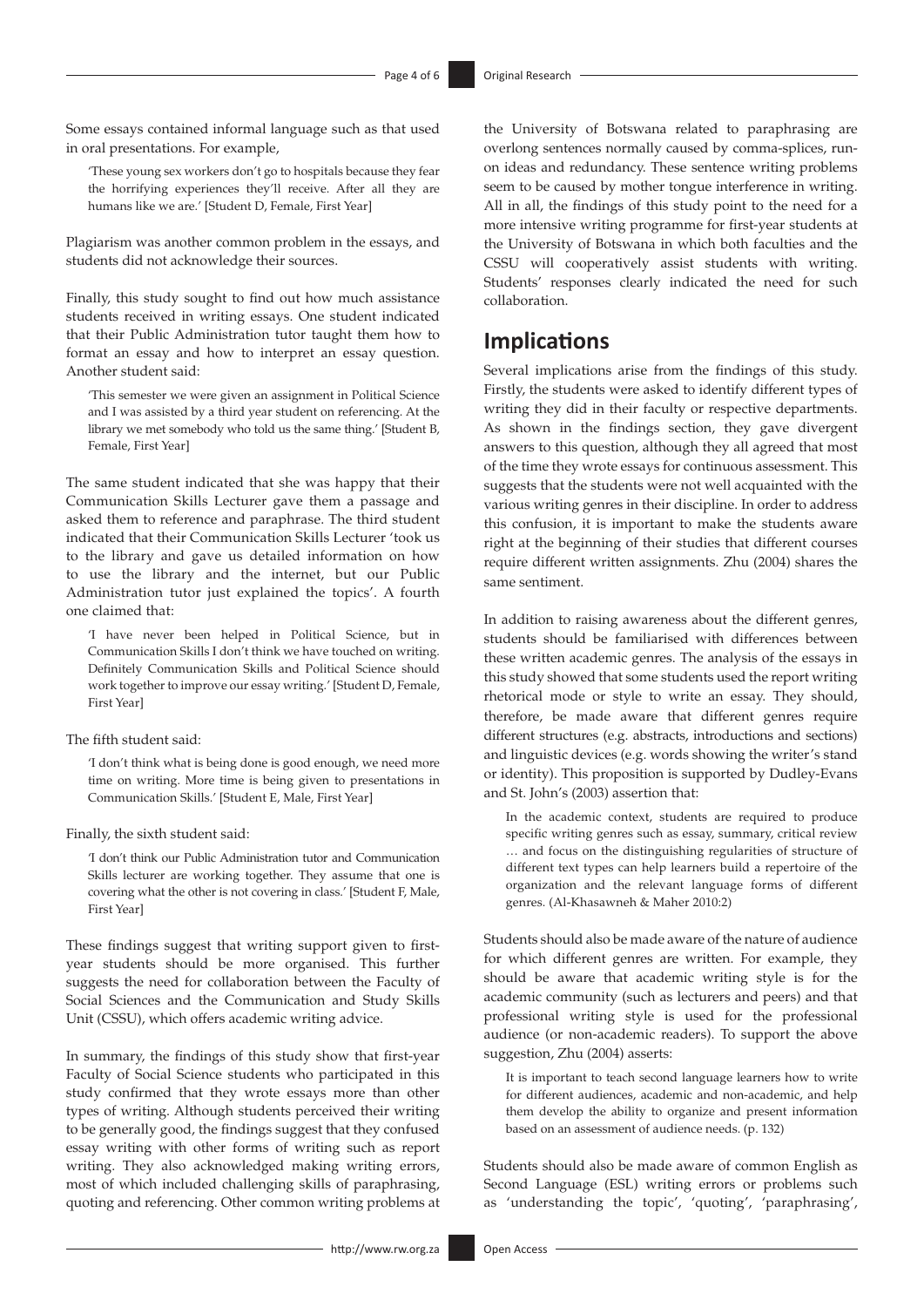Some essays contained informal language such as that used in oral presentations. For example,

> 'These young sex workers don't go to hospitals because they fear the horrifying experiences they'll receive. After all they are humans like we are.' [Student D, Female, First Year]

Plagiarism was another common problem in the essays, and students did not acknowledge their sources.

Finally, this study sought to find out how much assistance students received in writing essays. One student indicated that their Public Administration tutor taught them how to format an essay and how to interpret an essay question. Another student said:

> 'This semester we were given an assignment in Political Science and I was assisted by a third year student on referencing. At the library we met somebody who told us the same thing.' [Student B, Female, First Year]

The same student indicated that she was happy that their Communication Skills Lecturer gave them a passage and asked them to reference and paraphrase. The third student indicated that their Communication Skills Lecturer 'took us to the library and gave us detailed information on how to use the library and the internet, but our Public Administration tutor just explained the topics'. A fourth one claimed that:

> 'I have never been helped in Political Science, but in Communication Skills I don't think we have touched on writing. Definitely Communication Skills and Political Science should work together to improve our essay writing.' [Student D, Female, First Year]

The fifth student said:

> 'I don't think what is being done is good enough, we need more time on writing. More time is being given to presentations in Communication Skills.' [Student E, Male, First Year]

Finally, the sixth student said:

> 'I don't think our Public Administration tutor and Communication Skills lecturer are working together. They assume that one is covering what the other is not covering in class.' [Student F, Male, First Year]

These findings suggest that writing support given to first-year students should be more organised. This further suggests the need for collaboration between the Faculty of Social Sciences and the Communication and Study Skills Unit (CSSU), which offers academic writing advice.

In summary, the findings of this study show that first-year Faculty of Social Science students who participated in this study confirmed that they wrote essays more than other types of writing. Although students perceived their writing to be generally good, the findings suggest that they confused essay writing with other forms of writing such as report writing. They also acknowledged making writing errors, most of which included challenging skills of paraphrasing, quoting and referencing. Other common writing problems at the University of Botswana related to paraphrasing are overlong sentences normally caused by comma-splices, run-on ideas and redundancy. These sentence writing problems seem to be caused by mother tongue interference in writing. All in all, the findings of this study point to the need for a more intensive writing programme for first-year students at the University of Botswana in which both faculties and the CSSU will cooperatively assist students with writing. Students' responses clearly indicated the need for such collaboration.

## Implications

Several implications arise from the findings of this study. Firstly, the students were asked to identify different types of writing they did in their faculty or respective departments. As shown in the findings section, they gave divergent answers to this question, although they all agreed that most of the time they wrote essays for continuous assessment. This suggests that the students were not well acquainted with the various writing genres in their discipline. In order to address this confusion, it is important to make the students aware right at the beginning of their studies that different courses require different written assignments. Zhu (2004) shares the same sentiment.

In addition to raising awareness about the different genres, students should be familiarised with differences between these written academic genres. The analysis of the essays in this study showed that some students used the report writing rhetorical mode or style to write an essay. They should, therefore, be made aware that different genres require different structures (e.g. abstracts, introductions and sections) and linguistic devices (e.g. words showing the writer's stand or identity). This proposition is supported by Dudley-Evans and St. John's (2003) assertion that:

> In the academic context, students are required to produce specific writing genres such as essay, summary, critical review … and focus on the distinguishing regularities of structure of different text types can help learners build a repertoire of the organization and the relevant language forms of different genres. (Al-Khasawneh & Maher 2010:2)

Students should also be made aware of the nature of audience for which different genres are written. For example, they should be aware that academic writing style is for the academic community (such as lecturers and peers) and that professional writing style is used for the professional audience (or non-academic readers). To support the above suggestion, Zhu (2004) asserts:

> It is important to teach second language learners how to write for different audiences, academic and non-academic, and help them develop the ability to organize and present information based on an assessment of audience needs. (p. 132)

Students should also be made aware of common English as Second Language (ESL) writing errors or problems such as 'understanding the topic', 'quoting', 'paraphrasing',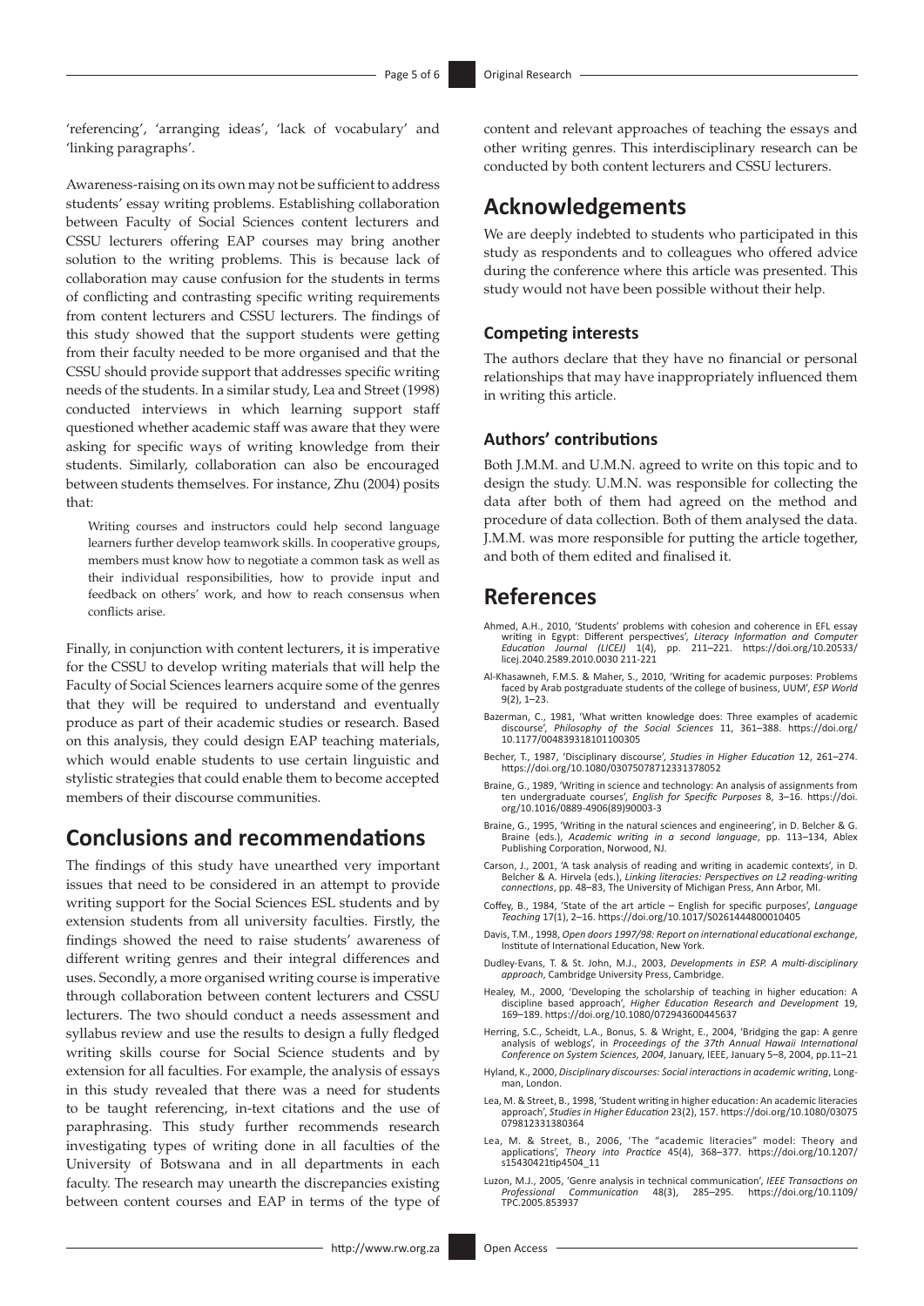'referencing', 'arranging ideas', 'lack of vocabulary' and 'linking paragraphs'.

Awareness-raising on its own may not be sufficient to address students' essay writing problems. Establishing collaboration between Faculty of Social Sciences content lecturers and CSSU lecturers offering EAP courses may bring another solution to the writing problems. This is because lack of collaboration may cause confusion for the students in terms of conflicting and contrasting specific writing requirements from content lecturers and CSSU lecturers. The findings of this study showed that the support students were getting from their faculty needed to be more organised and that the CSSU should provide support that addresses specific writing needs of the students. In a similar study, Lea and Street (1998) conducted interviews in which learning support staff questioned whether academic staff was aware that they were asking for specific ways of writing knowledge from their students. Similarly, collaboration can also be encouraged between students themselves. For instance, Zhu (2004) posits that:

> Writing courses and instructors could help second language learners further develop teamwork skills. In cooperative groups, members must know how to negotiate a common task as well as their individual responsibilities, how to provide input and feedback on others' work, and how to reach consensus when conflicts arise.

Finally, in conjunction with content lecturers, it is imperative for the CSSU to develop writing materials that will help the Faculty of Social Sciences learners acquire some of the genres that they will be required to understand and eventually produce as part of their academic studies or research. Based on this analysis, they could design EAP teaching materials, which would enable students to use certain linguistic and stylistic strategies that could enable them to become accepted members of their discourse communities.

## Conclusions and recommendations

The findings of this study have unearthed very important issues that need to be considered in an attempt to provide writing support for the Social Sciences ESL students and by extension students from all university faculties. Firstly, the findings showed the need to raise students' awareness of different writing genres and their integral differences and uses. Secondly, a more organised writing course is imperative through collaboration between content lecturers and CSSU lecturers. The two should conduct a needs assessment and syllabus review and use the results to design a fully fledged writing skills course for Social Science students and by extension for all faculties. For example, the analysis of essays in this study revealed that there was a need for students to be taught referencing, in-text citations and the use of paraphrasing. This study further recommends research investigating types of writing done in all faculties of the University of Botswana and in all departments in each faculty. The research may unearth the discrepancies existing between content courses and EAP in terms of the type of content and relevant approaches of teaching the essays and other writing genres. This interdisciplinary research can be conducted by both content lecturers and CSSU lecturers.

## Acknowledgements

We are deeply indebted to students who participated in this study as respondents and to colleagues who offered advice during the conference where this article was presented. This study would not have been possible without their help.

### Competing interests

The authors declare that they have no financial or personal relationships that may have inappropriately influenced them in writing this article.

### Authors' contributions

Both J.M.M. and U.M.N. agreed to write on this topic and to design the study. U.M.N. was responsible for collecting the data after both of them had agreed on the method and procedure of data collection. Both of them analysed the data. J.M.M. was more responsible for putting the article together, and both of them edited and finalised it.

## References

Ahmed, A.H., 2010, 'Students' problems with cohesion and coherence in EFL essay writing in Egypt: Different perspectives', *Literacy Information and Computer Education Journal (LICEJ)* 1(4), pp. 211–221. https://doi.org/10.20533/licej.2040.2589.2010.0030 211-221

Al-Khasawneh, F.M.S. & Maher, S., 2010, 'Writing for academic purposes: Problems faced by Arab postgraduate students of the college of business, UUM', *ESP World* 9(2), 1–23.

Bazerman, C., 1981, 'What written knowledge does: Three examples of academic discourse', *Philosophy of the Social Sciences* 11, 361–388. https://doi.org/10.1177/004839318101100305

Becher, T., 1987, 'Disciplinary discourse', *Studies in Higher Education* 12, 261–274. https://doi.org/10.1080/03075078712331378052

Braine, G., 1989, 'Writing in science and technology: An analysis of assignments from ten undergraduate courses', *English for Specific Purposes* 8, 3–16. https://doi.org/10.1016/0889-4906(89)90003-3

Braine, G., 1995, 'Writing in the natural sciences and engineering', in D. Belcher & G. Braine (eds.), *Academic writing in a second language*, pp. 113–134, Ablex Publishing Corporation, Norwood, NJ.

Carson, J., 2001, 'A task analysis of reading and writing in academic contexts', in D. Belcher & A. Hirvela (eds.), *Linking literacies: Perspectives on L2 reading-writing connections*, pp. 48–83, The University of Michigan Press, Ann Arbor, MI.

Coffey, B., 1984, 'State of the art article – English for specific purposes', *Language Teaching* 17(1), 2–16. https://doi.org/10.1017/S0261444800010405

Davis, T.M., 1998, *Open doors 1997/98: Report on international educational exchange*, Institute of International Education, New York.

Dudley-Evans, T. & St. John, M.J., 2003, *Developments in ESP. A multi-disciplinary approach*, Cambridge University Press, Cambridge.

Healey, M., 2000, 'Developing the scholarship of teaching in higher education: A discipline based approach', *Higher Education Research and Development* 19, 169–189. https://doi.org/10.1080/072943600445637

Herring, S.C., Scheidt, L.A., Bonus, S. & Wright, E., 2004, 'Bridging the gap: A genre analysis of weblogs', in *Proceedings of the 37th Annual Hawaii International Conference on System Sciences, 2004*, January, IEEE, January 5–8, 2004, pp.11–21

Hyland, K., 2000, *Disciplinary discourses: Social interactions in academic writing*, Longman, London.

Lea, M. & Street, B., 1998, 'Student writing in higher education: An academic literacies approach', *Studies in Higher Education* 23(2), 157. https://doi.org/10.1080/03075079812331380364

Lea, M. & Street, B., 2006, 'The "academic literacies" model: Theory and applications', *Theory into Practice* 45(4), 368–377. https://doi.org/10.1207/s15430421tip4504_11

Luzon, M.J., 2005, 'Genre analysis in technical communication', *IEEE Transactions on Professional Communication* 48(3), 285–295. https://doi.org/10.1109/TPC.2005.853937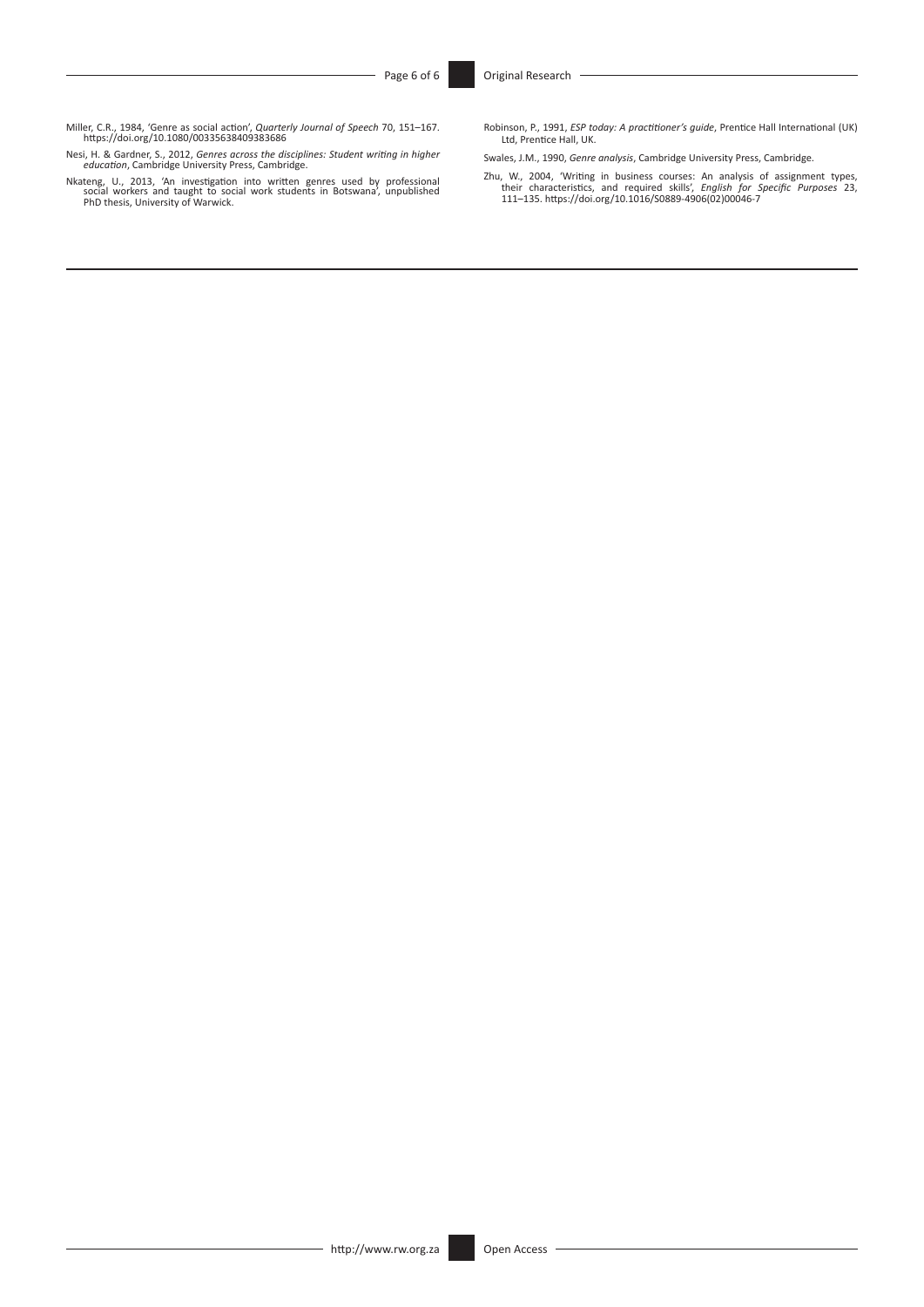Miller, C.R., 1984, 'Genre as social action', *Quarterly Journal of Speech* 70, 151–167. https://doi.org/10.1080/00335638409383686

Nesi, H. & Gardner, S., 2012, *Genres across the disciplines: Student writing in higher education*, Cambridge University Press, Cambridge.

Nkateng, U., 2013, 'An investigation into written genres used by professional social workers and taught to social work students in Botswana', unpublished PhD thesis, University of Warwick.

Robinson, P., 1991, *ESP today: A practitioner's guide*, Prentice Hall International (UK) Ltd, Prentice Hall, UK.

Swales, J.M., 1990, *Genre analysis*, Cambridge University Press, Cambridge.

Zhu, W., 2004, 'Writing in business courses: An analysis of assignment types, their characteristics, and required skills', *English for Specific Purposes* 23, 111–135. https://doi.org/10.1016/S0889-4906(02)00046-7